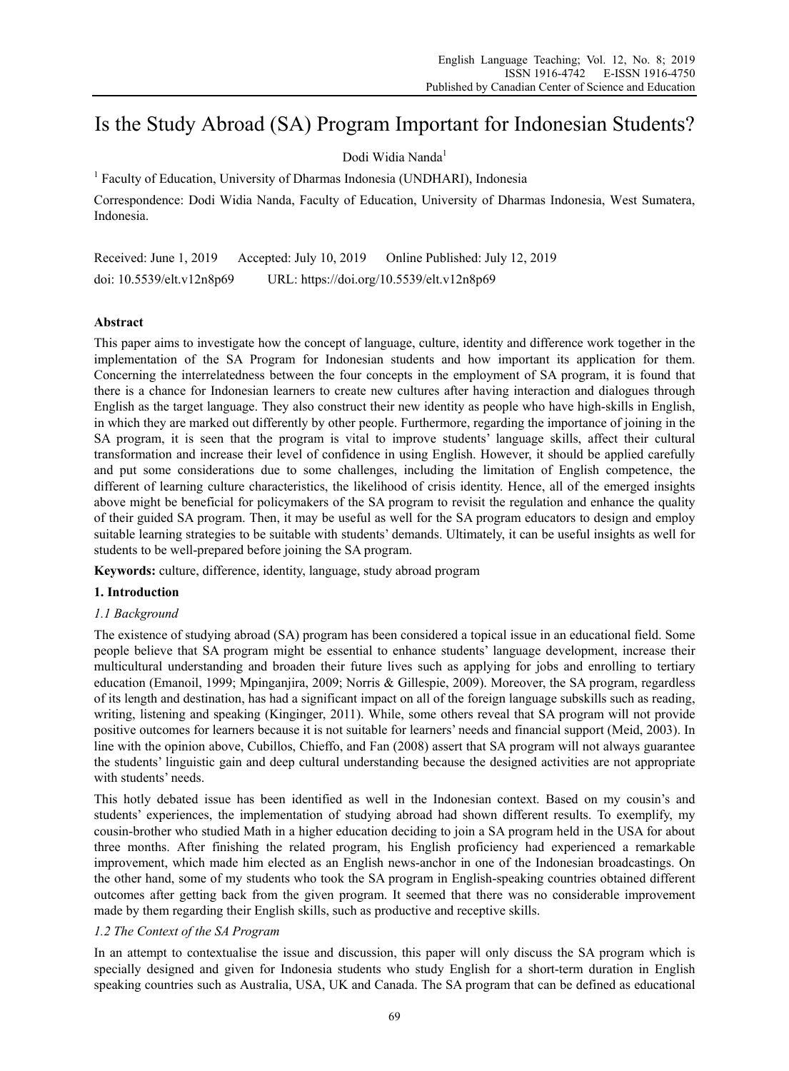# Is the Study Abroad (SA) Program Important for Indonesian Students?

Dodi Widia Nanda[1]

[1] Faculty of Education, University of Dharmas Indonesia (UNDHARI), Indonesia

Correspondence: Dodi Widia Nanda, Faculty of Education, University of Dharmas Indonesia, West Sumatera, Indonesia.

Received: June 1, 2019 Accepted: July 10, 2019 Online Published: July 12, 2019

doi: 10.5539/elt.v12n8p69 URL: https://doi.org/10.5539/elt.v12n8p69

## Abstract

This paper aims to investigate how the concept of language, culture, identity and difference work together in the implementation of the SA Program for Indonesian students and how important its application for them. Concerning the interrelatedness between the four concepts in the employment of SA program, it is found that there is a chance for Indonesian learners to create new cultures after having interaction and dialogues through English as the target language. They also construct their new identity as people who have high-skills in English, in which they are marked out differently by other people. Furthermore, regarding the importance of joining in the SA program, it is seen that the program is vital to improve students' language skills, affect their cultural transformation and increase their level of confidence in using English. However, it should be applied carefully and put some considerations due to some challenges, including the limitation of English competence, the different of learning culture characteristics, the likelihood of crisis identity. Hence, all of the emerged insights above might be beneficial for policymakers of the SA program to revisit the regulation and enhance the quality of their guided SA program. Then, it may be useful as well for the SA program educators to design and employ suitable learning strategies to be suitable with students' demands. Ultimately, it can be useful insights as well for students to be well-prepared before joining the SA program.

**Keywords:** culture, difference, identity, language, study abroad program

## 1. Introduction

### *1.1 Background*

The existence of studying abroad (SA) program has been considered a topical issue in an educational field. Some people believe that SA program might be essential to enhance students' language development, increase their multicultural understanding and broaden their future lives such as applying for jobs and enrolling to tertiary education (Emanoil, 1999; Mpinganjira, 2009; Norris & Gillespie, 2009). Moreover, the SA program, regardless of its length and destination, has had a significant impact on all of the foreign language subskills such as reading, writing, listening and speaking (Kinginger, 2011). While, some others reveal that SA program will not provide positive outcomes for learners because it is not suitable for learners' needs and financial support (Meid, 2003). In line with the opinion above, Cubillos, Chieffo, and Fan (2008) assert that SA program will not always guarantee the students' linguistic gain and deep cultural understanding because the designed activities are not appropriate with students' needs.

This hotly debated issue has been identified as well in the Indonesian context. Based on my cousin's and students' experiences, the implementation of studying abroad had shown different results. To exemplify, my cousin-brother who studied Math in a higher education deciding to join a SA program held in the USA for about three months. After finishing the related program, his English proficiency had experienced a remarkable improvement, which made him elected as an English news-anchor in one of the Indonesian broadcastings. On the other hand, some of my students who took the SA program in English-speaking countries obtained different outcomes after getting back from the given program. It seemed that there was no considerable improvement made by them regarding their English skills, such as productive and receptive skills.

### *1.2 The Context of the SA Program*

In an attempt to contextualise the issue and discussion, this paper will only discuss the SA program which is specially designed and given for Indonesia students who study English for a short-term duration in English speaking countries such as Australia, USA, UK and Canada. The SA program that can be defined as educational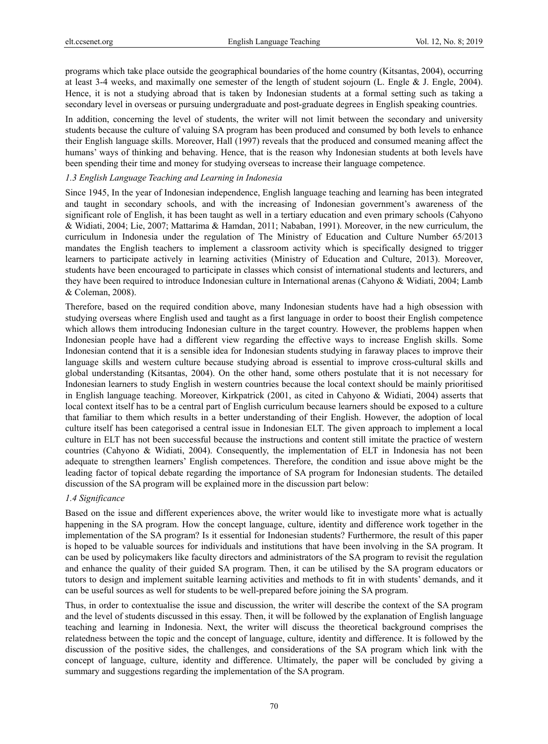programs which take place outside the geographical boundaries of the home country (Kitsantas, 2004), occurring at least 3-4 weeks, and maximally one semester of the length of student sojourn (L. Engle & J. Engle, 2004). Hence, it is not a studying abroad that is taken by Indonesian students at a formal setting such as taking a secondary level in overseas or pursuing undergraduate and post-graduate degrees in English speaking countries.

In addition, concerning the level of students, the writer will not limit between the secondary and university students because the culture of valuing SA program has been produced and consumed by both levels to enhance their English language skills. Moreover, Hall (1997) reveals that the produced and consumed meaning affect the humans' ways of thinking and behaving. Hence, that is the reason why Indonesian students at both levels have been spending their time and money for studying overseas to increase their language competence.

### *1.3 English Language Teaching and Learning in Indonesia*

Since 1945, In the year of Indonesian independence, English language teaching and learning has been integrated and taught in secondary schools, and with the increasing of Indonesian government's awareness of the significant role of English, it has been taught as well in a tertiary education and even primary schools (Cahyono & Widiati, 2004; Lie, 2007; Mattarima & Hamdan, 2011; Nababan, 1991). Moreover, in the new curriculum, the curriculum in Indonesia under the regulation of The Ministry of Education and Culture Number 65/2013 mandates the English teachers to implement a classroom activity which is specifically designed to trigger learners to participate actively in learning activities (Ministry of Education and Culture, 2013). Moreover, students have been encouraged to participate in classes which consist of international students and lecturers, and they have been required to introduce Indonesian culture in International arenas (Cahyono & Widiati, 2004; Lamb & Coleman, 2008).

Therefore, based on the required condition above, many Indonesian students have had a high obsession with studying overseas where English used and taught as a first language in order to boost their English competence which allows them introducing Indonesian culture in the target country. However, the problems happen when Indonesian people have had a different view regarding the effective ways to increase English skills. Some Indonesian contend that it is a sensible idea for Indonesian students studying in faraway places to improve their language skills and western culture because studying abroad is essential to improve cross-cultural skills and global understanding (Kitsantas, 2004). On the other hand, some others postulate that it is not necessary for Indonesian learners to study English in western countries because the local context should be mainly prioritised in English language teaching. Moreover, Kirkpatrick (2001, as cited in Cahyono & Widiati, 2004) asserts that local context itself has to be a central part of English curriculum because learners should be exposed to a culture that familiar to them which results in a better understanding of their English. However, the adoption of local culture itself has been categorised a central issue in Indonesian ELT. The given approach to implement a local culture in ELT has not been successful because the instructions and content still imitate the practice of western countries (Cahyono & Widiati, 2004). Consequently, the implementation of ELT in Indonesia has not been adequate to strengthen learners' English competences. Therefore, the condition and issue above might be the leading factor of topical debate regarding the importance of SA program for Indonesian students. The detailed discussion of the SA program will be explained more in the discussion part below:

### *1.4 Significance*

Based on the issue and different experiences above, the writer would like to investigate more what is actually happening in the SA program. How the concept language, culture, identity and difference work together in the implementation of the SA program? Is it essential for Indonesian students? Furthermore, the result of this paper is hoped to be valuable sources for individuals and institutions that have been involving in the SA program. It can be used by policymakers like faculty directors and administrators of the SA program to revisit the regulation and enhance the quality of their guided SA program. Then, it can be utilised by the SA program educators or tutors to design and implement suitable learning activities and methods to fit in with students' demands, and it can be useful sources as well for students to be well-prepared before joining the SA program.

Thus, in order to contextualise the issue and discussion, the writer will describe the context of the SA program and the level of students discussed in this essay. Then, it will be followed by the explanation of English language teaching and learning in Indonesia. Next, the writer will discuss the theoretical background comprises the relatedness between the topic and the concept of language, culture, identity and difference. It is followed by the discussion of the positive sides, the challenges, and considerations of the SA program which link with the concept of language, culture, identity and difference. Ultimately, the paper will be concluded by giving a summary and suggestions regarding the implementation of the SA program.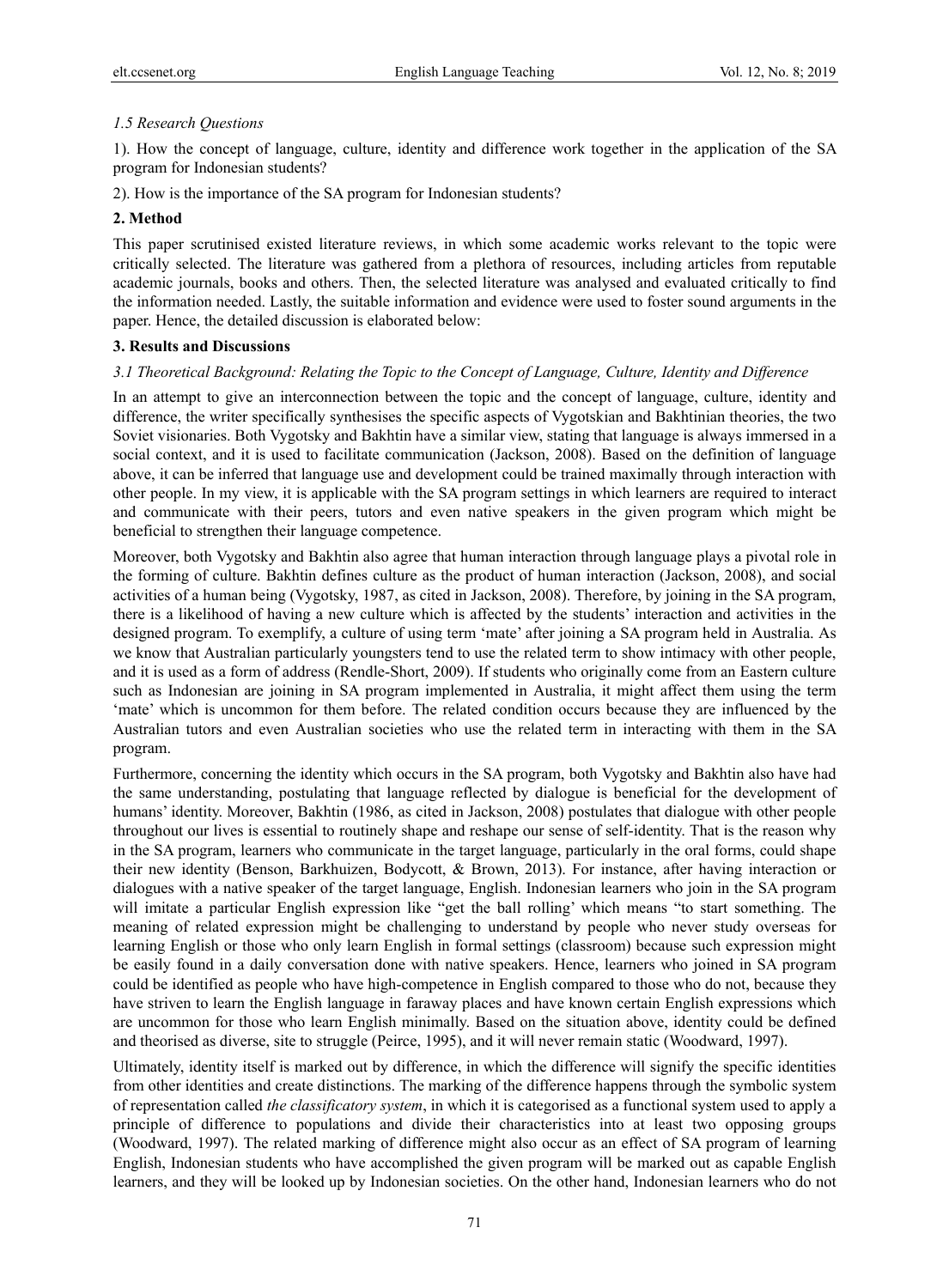*1.5 Research Questions*

1). How the concept of language, culture, identity and difference work together in the application of the SA program for Indonesian students?

2). How is the importance of the SA program for Indonesian students?

## 2. Method

This paper scrutinised existed literature reviews, in which some academic works relevant to the topic were critically selected. The literature was gathered from a plethora of resources, including articles from reputable academic journals, books and others. Then, the selected literature was analysed and evaluated critically to find the information needed. Lastly, the suitable information and evidence were used to foster sound arguments in the paper. Hence, the detailed discussion is elaborated below:

## 3. Results and Discussions

### *3.1 Theoretical Background: Relating the Topic to the Concept of Language, Culture, Identity and Difference*

In an attempt to give an interconnection between the topic and the concept of language, culture, identity and difference, the writer specifically synthesises the specific aspects of Vygotskian and Bakhtinian theories, the two Soviet visionaries. Both Vygotsky and Bakhtin have a similar view, stating that language is always immersed in a social context, and it is used to facilitate communication (Jackson, 2008). Based on the definition of language above, it can be inferred that language use and development could be trained maximally through interaction with other people. In my view, it is applicable with the SA program settings in which learners are required to interact and communicate with their peers, tutors and even native speakers in the given program which might be beneficial to strengthen their language competence.

Moreover, both Vygotsky and Bakhtin also agree that human interaction through language plays a pivotal role in the forming of culture. Bakhtin defines culture as the product of human interaction (Jackson, 2008), and social activities of a human being (Vygotsky, 1987, as cited in Jackson, 2008). Therefore, by joining in the SA program, there is a likelihood of having a new culture which is affected by the students' interaction and activities in the designed program. To exemplify, a culture of using term 'mate' after joining a SA program held in Australia. As we know that Australian particularly youngsters tend to use the related term to show intimacy with other people, and it is used as a form of address (Rendle-Short, 2009). If students who originally come from an Eastern culture such as Indonesian are joining in SA program implemented in Australia, it might affect them using the term 'mate' which is uncommon for them before. The related condition occurs because they are influenced by the Australian tutors and even Australian societies who use the related term in interacting with them in the SA program.

Furthermore, concerning the identity which occurs in the SA program, both Vygotsky and Bakhtin also have had the same understanding, postulating that language reflected by dialogue is beneficial for the development of humans' identity. Moreover, Bakhtin (1986, as cited in Jackson, 2008) postulates that dialogue with other people throughout our lives is essential to routinely shape and reshape our sense of self-identity. That is the reason why in the SA program, learners who communicate in the target language, particularly in the oral forms, could shape their new identity (Benson, Barkhuizen, Bodycott, & Brown, 2013). For instance, after having interaction or dialogues with a native speaker of the target language, English. Indonesian learners who join in the SA program will imitate a particular English expression like "get the ball rolling' which means "to start something. The meaning of related expression might be challenging to understand by people who never study overseas for learning English or those who only learn English in formal settings (classroom) because such expression might be easily found in a daily conversation done with native speakers. Hence, learners who joined in SA program could be identified as people who have high-competence in English compared to those who do not, because they have striven to learn the English language in faraway places and have known certain English expressions which are uncommon for those who learn English minimally. Based on the situation above, identity could be defined and theorised as diverse, site to struggle (Peirce, 1995), and it will never remain static (Woodward, 1997).

Ultimately, identity itself is marked out by difference, in which the difference will signify the specific identities from other identities and create distinctions. The marking of the difference happens through the symbolic system of representation called *the classificatory system*, in which it is categorised as a functional system used to apply a principle of difference to populations and divide their characteristics into at least two opposing groups (Woodward, 1997). The related marking of difference might also occur as an effect of SA program of learning English, Indonesian students who have accomplished the given program will be marked out as capable English learners, and they will be looked up by Indonesian societies. On the other hand, Indonesian learners who do not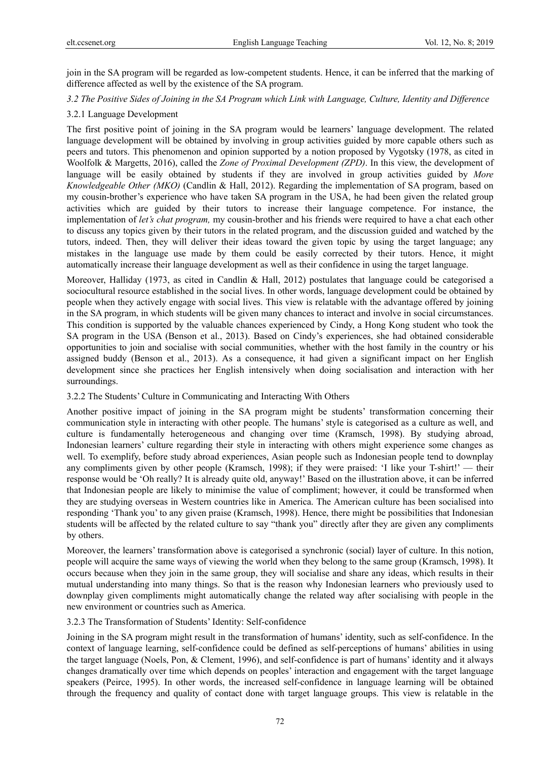join in the SA program will be regarded as low-competent students. Hence, it can be inferred that the marking of difference affected as well by the existence of the SA program.

### *3.2 The Positive Sides of Joining in the SA Program which Link with Language, Culture, Identity and Difference*

#### 3.2.1 Language Development

The first positive point of joining in the SA program would be learners' language development. The related language development will be obtained by involving in group activities guided by more capable others such as peers and tutors. This phenomenon and opinion supported by a notion proposed by Vygotsky (1978, as cited in Woolfolk & Margetts, 2016), called the *Zone of Proximal Development (ZPD)*. In this view, the development of language will be easily obtained by students if they are involved in group activities guided by *More Knowledgeable Other (MKO)* (Candlin & Hall, 2012). Regarding the implementation of SA program, based on my cousin-brother's experience who have taken SA program in the USA, he had been given the related group activities which are guided by their tutors to increase their language competence. For instance, the implementation of *let's chat program,* my cousin-brother and his friends were required to have a chat each other to discuss any topics given by their tutors in the related program, and the discussion guided and watched by the tutors, indeed. Then, they will deliver their ideas toward the given topic by using the target language; any mistakes in the language use made by them could be easily corrected by their tutors. Hence, it might automatically increase their language development as well as their confidence in using the target language.

Moreover, Halliday (1973, as cited in Candlin & Hall, 2012) postulates that language could be categorised a sociocultural resource established in the social lives. In other words, language development could be obtained by people when they actively engage with social lives. This view is relatable with the advantage offered by joining in the SA program, in which students will be given many chances to interact and involve in social circumstances. This condition is supported by the valuable chances experienced by Cindy, a Hong Kong student who took the SA program in the USA (Benson et al., 2013). Based on Cindy's experiences, she had obtained considerable opportunities to join and socialise with social communities, whether with the host family in the country or his assigned buddy (Benson et al., 2013). As a consequence, it had given a significant impact on her English development since she practices her English intensively when doing socialisation and interaction with her surroundings.

#### 3.2.2 The Students' Culture in Communicating and Interacting With Others

Another positive impact of joining in the SA program might be students' transformation concerning their communication style in interacting with other people. The humans' style is categorised as a culture as well, and culture is fundamentally heterogeneous and changing over time (Kramsch, 1998). By studying abroad, Indonesian learners' culture regarding their style in interacting with others might experience some changes as well. To exemplify, before study abroad experiences, Asian people such as Indonesian people tend to downplay any compliments given by other people (Kramsch, 1998); if they were praised: 'I like your T-shirt!' — their response would be 'Oh really? It is already quite old, anyway!' Based on the illustration above, it can be inferred that Indonesian people are likely to minimise the value of compliment; however, it could be transformed when they are studying overseas in Western countries like in America. The American culture has been socialised into responding 'Thank you' to any given praise (Kramsch, 1998). Hence, there might be possibilities that Indonesian students will be affected by the related culture to say "thank you" directly after they are given any compliments by others.

Moreover, the learners' transformation above is categorised a synchronic (social) layer of culture. In this notion, people will acquire the same ways of viewing the world when they belong to the same group (Kramsch, 1998). It occurs because when they join in the same group, they will socialise and share any ideas, which results in their mutual understanding into many things. So that is the reason why Indonesian learners who previously used to downplay given compliments might automatically change the related way after socialising with people in the new environment or countries such as America.

#### 3.2.3 The Transformation of Students' Identity: Self-confidence

Joining in the SA program might result in the transformation of humans' identity, such as self-confidence. In the context of language learning, self-confidence could be defined as self-perceptions of humans' abilities in using the target language (Noels, Pon, & Clement, 1996), and self-confidence is part of humans' identity and it always changes dramatically over time which depends on peoples' interaction and engagement with the target language speakers (Peirce, 1995). In other words, the increased self-confidence in language learning will be obtained through the frequency and quality of contact done with target language groups. This view is relatable in the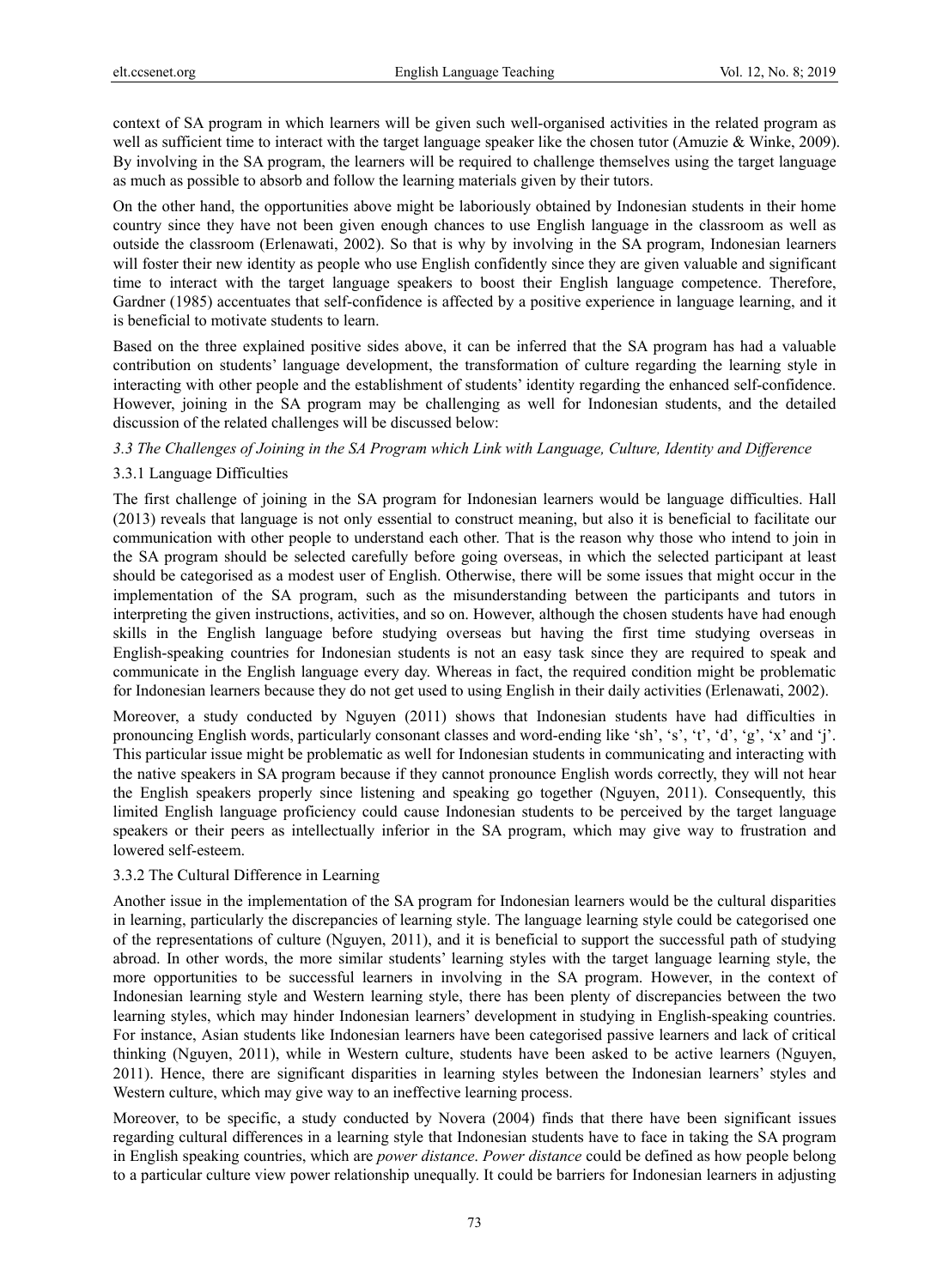context of SA program in which learners will be given such well-organised activities in the related program as well as sufficient time to interact with the target language speaker like the chosen tutor (Amuzie & Winke, 2009). By involving in the SA program, the learners will be required to challenge themselves using the target language as much as possible to absorb and follow the learning materials given by their tutors.

On the other hand, the opportunities above might be laboriously obtained by Indonesian students in their home country since they have not been given enough chances to use English language in the classroom as well as outside the classroom (Erlenawati, 2002). So that is why by involving in the SA program, Indonesian learners will foster their new identity as people who use English confidently since they are given valuable and significant time to interact with the target language speakers to boost their English language competence. Therefore, Gardner (1985) accentuates that self-confidence is affected by a positive experience in language learning, and it is beneficial to motivate students to learn.

Based on the three explained positive sides above, it can be inferred that the SA program has had a valuable contribution on students' language development, the transformation of culture regarding the learning style in interacting with other people and the establishment of students' identity regarding the enhanced self-confidence. However, joining in the SA program may be challenging as well for Indonesian students, and the detailed discussion of the related challenges will be discussed below:

### *3.3 The Challenges of Joining in the SA Program which Link with Language, Culture, Identity and Difference*

#### 3.3.1 Language Difficulties

The first challenge of joining in the SA program for Indonesian learners would be language difficulties. Hall (2013) reveals that language is not only essential to construct meaning, but also it is beneficial to facilitate our communication with other people to understand each other. That is the reason why those who intend to join in the SA program should be selected carefully before going overseas, in which the selected participant at least should be categorised as a modest user of English. Otherwise, there will be some issues that might occur in the implementation of the SA program, such as the misunderstanding between the participants and tutors in interpreting the given instructions, activities, and so on. However, although the chosen students have had enough skills in the English language before studying overseas but having the first time studying overseas in English-speaking countries for Indonesian students is not an easy task since they are required to speak and communicate in the English language every day. Whereas in fact, the required condition might be problematic for Indonesian learners because they do not get used to using English in their daily activities (Erlenawati, 2002).

Moreover, a study conducted by Nguyen (2011) shows that Indonesian students have had difficulties in pronouncing English words, particularly consonant classes and word-ending like 'sh', 's', 't', 'd', 'g', 'x' and 'j'. This particular issue might be problematic as well for Indonesian students in communicating and interacting with the native speakers in SA program because if they cannot pronounce English words correctly, they will not hear the English speakers properly since listening and speaking go together (Nguyen, 2011). Consequently, this limited English language proficiency could cause Indonesian students to be perceived by the target language speakers or their peers as intellectually inferior in the SA program, which may give way to frustration and lowered self-esteem.

#### 3.3.2 The Cultural Difference in Learning

Another issue in the implementation of the SA program for Indonesian learners would be the cultural disparities in learning, particularly the discrepancies of learning style. The language learning style could be categorised one of the representations of culture (Nguyen, 2011), and it is beneficial to support the successful path of studying abroad. In other words, the more similar students' learning styles with the target language learning style, the more opportunities to be successful learners in involving in the SA program. However, in the context of Indonesian learning style and Western learning style, there has been plenty of discrepancies between the two learning styles, which may hinder Indonesian learners' development in studying in English-speaking countries. For instance, Asian students like Indonesian learners have been categorised passive learners and lack of critical thinking (Nguyen, 2011), while in Western culture, students have been asked to be active learners (Nguyen, 2011). Hence, there are significant disparities in learning styles between the Indonesian learners' styles and Western culture, which may give way to an ineffective learning process.

Moreover, to be specific, a study conducted by Novera (2004) finds that there have been significant issues regarding cultural differences in a learning style that Indonesian students have to face in taking the SA program in English speaking countries, which are *power distance*. *Power distance* could be defined as how people belong to a particular culture view power relationship unequally. It could be barriers for Indonesian learners in adjusting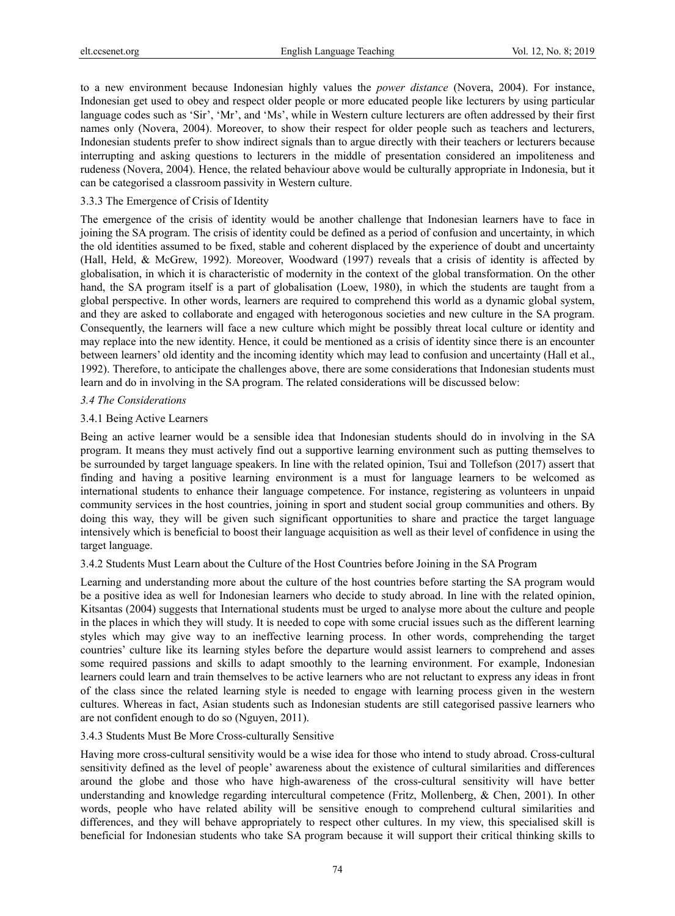to a new environment because Indonesian highly values the *power distance* (Novera, 2004). For instance, Indonesian get used to obey and respect older people or more educated people like lecturers by using particular language codes such as 'Sir', 'Mr', and 'Ms', while in Western culture lecturers are often addressed by their first names only (Novera, 2004). Moreover, to show their respect for older people such as teachers and lecturers, Indonesian students prefer to show indirect signals than to argue directly with their teachers or lecturers because interrupting and asking questions to lecturers in the middle of presentation considered an impoliteness and rudeness (Novera, 2004). Hence, the related behaviour above would be culturally appropriate in Indonesia, but it can be categorised a classroom passivity in Western culture.

#### 3.3.3 The Emergence of Crisis of Identity

The emergence of the crisis of identity would be another challenge that Indonesian learners have to face in joining the SA program. The crisis of identity could be defined as a period of confusion and uncertainty, in which the old identities assumed to be fixed, stable and coherent displaced by the experience of doubt and uncertainty (Hall, Held, & McGrew, 1992). Moreover, Woodward (1997) reveals that a crisis of identity is affected by globalisation, in which it is characteristic of modernity in the context of the global transformation. On the other hand, the SA program itself is a part of globalisation (Loew, 1980), in which the students are taught from a global perspective. In other words, learners are required to comprehend this world as a dynamic global system, and they are asked to collaborate and engaged with heterogonous societies and new culture in the SA program. Consequently, the learners will face a new culture which might be possibly threat local culture or identity and may replace into the new identity. Hence, it could be mentioned as a crisis of identity since there is an encounter between learners' old identity and the incoming identity which may lead to confusion and uncertainty (Hall et al., 1992). Therefore, to anticipate the challenges above, there are some considerations that Indonesian students must learn and do in involving in the SA program. The related considerations will be discussed below:

### *3.4 The Considerations*

#### 3.4.1 Being Active Learners

Being an active learner would be a sensible idea that Indonesian students should do in involving in the SA program. It means they must actively find out a supportive learning environment such as putting themselves to be surrounded by target language speakers. In line with the related opinion, Tsui and Tollefson (2017) assert that finding and having a positive learning environment is a must for language learners to be welcomed as international students to enhance their language competence. For instance, registering as volunteers in unpaid community services in the host countries, joining in sport and student social group communities and others. By doing this way, they will be given such significant opportunities to share and practice the target language intensively which is beneficial to boost their language acquisition as well as their level of confidence in using the target language.

#### 3.4.2 Students Must Learn about the Culture of the Host Countries before Joining in the SA Program

Learning and understanding more about the culture of the host countries before starting the SA program would be a positive idea as well for Indonesian learners who decide to study abroad. In line with the related opinion, Kitsantas (2004) suggests that International students must be urged to analyse more about the culture and people in the places in which they will study. It is needed to cope with some crucial issues such as the different learning styles which may give way to an ineffective learning process. In other words, comprehending the target countries' culture like its learning styles before the departure would assist learners to comprehend and asses some required passions and skills to adapt smoothly to the learning environment. For example, Indonesian learners could learn and train themselves to be active learners who are not reluctant to express any ideas in front of the class since the related learning style is needed to engage with learning process given in the western cultures. Whereas in fact, Asian students such as Indonesian students are still categorised passive learners who are not confident enough to do so (Nguyen, 2011).

#### 3.4.3 Students Must Be More Cross-culturally Sensitive

Having more cross-cultural sensitivity would be a wise idea for those who intend to study abroad. Cross-cultural sensitivity defined as the level of people' awareness about the existence of cultural similarities and differences around the globe and those who have high-awareness of the cross-cultural sensitivity will have better understanding and knowledge regarding intercultural competence (Fritz, Mollenberg, & Chen, 2001). In other words, people who have related ability will be sensitive enough to comprehend cultural similarities and differences, and they will behave appropriately to respect other cultures. In my view, this specialised skill is beneficial for Indonesian students who take SA program because it will support their critical thinking skills to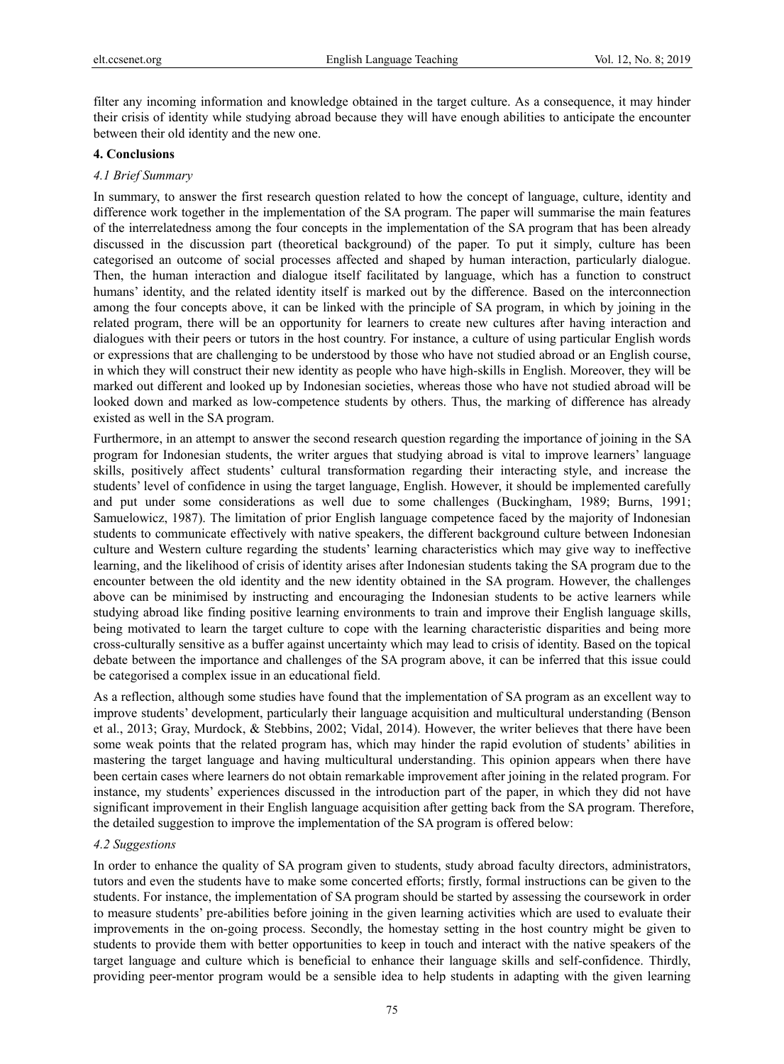filter any incoming information and knowledge obtained in the target culture. As a consequence, it may hinder their crisis of identity while studying abroad because they will have enough abilities to anticipate the encounter between their old identity and the new one.

## 4. Conclusions

### *4.1 Brief Summary*

In summary, to answer the first research question related to how the concept of language, culture, identity and difference work together in the implementation of the SA program. The paper will summarise the main features of the interrelatedness among the four concepts in the implementation of the SA program that has been already discussed in the discussion part (theoretical background) of the paper. To put it simply, culture has been categorised an outcome of social processes affected and shaped by human interaction, particularly dialogue. Then, the human interaction and dialogue itself facilitated by language, which has a function to construct humans' identity, and the related identity itself is marked out by the difference. Based on the interconnection among the four concepts above, it can be linked with the principle of SA program, in which by joining in the related program, there will be an opportunity for learners to create new cultures after having interaction and dialogues with their peers or tutors in the host country. For instance, a culture of using particular English words or expressions that are challenging to be understood by those who have not studied abroad or an English course, in which they will construct their new identity as people who have high-skills in English. Moreover, they will be marked out different and looked up by Indonesian societies, whereas those who have not studied abroad will be looked down and marked as low-competence students by others. Thus, the marking of difference has already existed as well in the SA program.

Furthermore, in an attempt to answer the second research question regarding the importance of joining in the SA program for Indonesian students, the writer argues that studying abroad is vital to improve learners' language skills, positively affect students' cultural transformation regarding their interacting style, and increase the students' level of confidence in using the target language, English. However, it should be implemented carefully and put under some considerations as well due to some challenges (Buckingham, 1989; Burns, 1991; Samuelowicz, 1987). The limitation of prior English language competence faced by the majority of Indonesian students to communicate effectively with native speakers, the different background culture between Indonesian culture and Western culture regarding the students' learning characteristics which may give way to ineffective learning, and the likelihood of crisis of identity arises after Indonesian students taking the SA program due to the encounter between the old identity and the new identity obtained in the SA program. However, the challenges above can be minimised by instructing and encouraging the Indonesian students to be active learners while studying abroad like finding positive learning environments to train and improve their English language skills, being motivated to learn the target culture to cope with the learning characteristic disparities and being more cross-culturally sensitive as a buffer against uncertainty which may lead to crisis of identity. Based on the topical debate between the importance and challenges of the SA program above, it can be inferred that this issue could be categorised a complex issue in an educational field.

As a reflection, although some studies have found that the implementation of SA program as an excellent way to improve students' development, particularly their language acquisition and multicultural understanding (Benson et al., 2013; Gray, Murdock, & Stebbins, 2002; Vidal, 2014). However, the writer believes that there have been some weak points that the related program has, which may hinder the rapid evolution of students' abilities in mastering the target language and having multicultural understanding. This opinion appears when there have been certain cases where learners do not obtain remarkable improvement after joining in the related program. For instance, my students' experiences discussed in the introduction part of the paper, in which they did not have significant improvement in their English language acquisition after getting back from the SA program. Therefore, the detailed suggestion to improve the implementation of the SA program is offered below:

### *4.2 Suggestions*

In order to enhance the quality of SA program given to students, study abroad faculty directors, administrators, tutors and even the students have to make some concerted efforts; firstly, formal instructions can be given to the students. For instance, the implementation of SA program should be started by assessing the coursework in order to measure students' pre-abilities before joining in the given learning activities which are used to evaluate their improvements in the on-going process. Secondly, the homestay setting in the host country might be given to students to provide them with better opportunities to keep in touch and interact with the native speakers of the target language and culture which is beneficial to enhance their language skills and self-confidence. Thirdly, providing peer-mentor program would be a sensible idea to help students in adapting with the given learning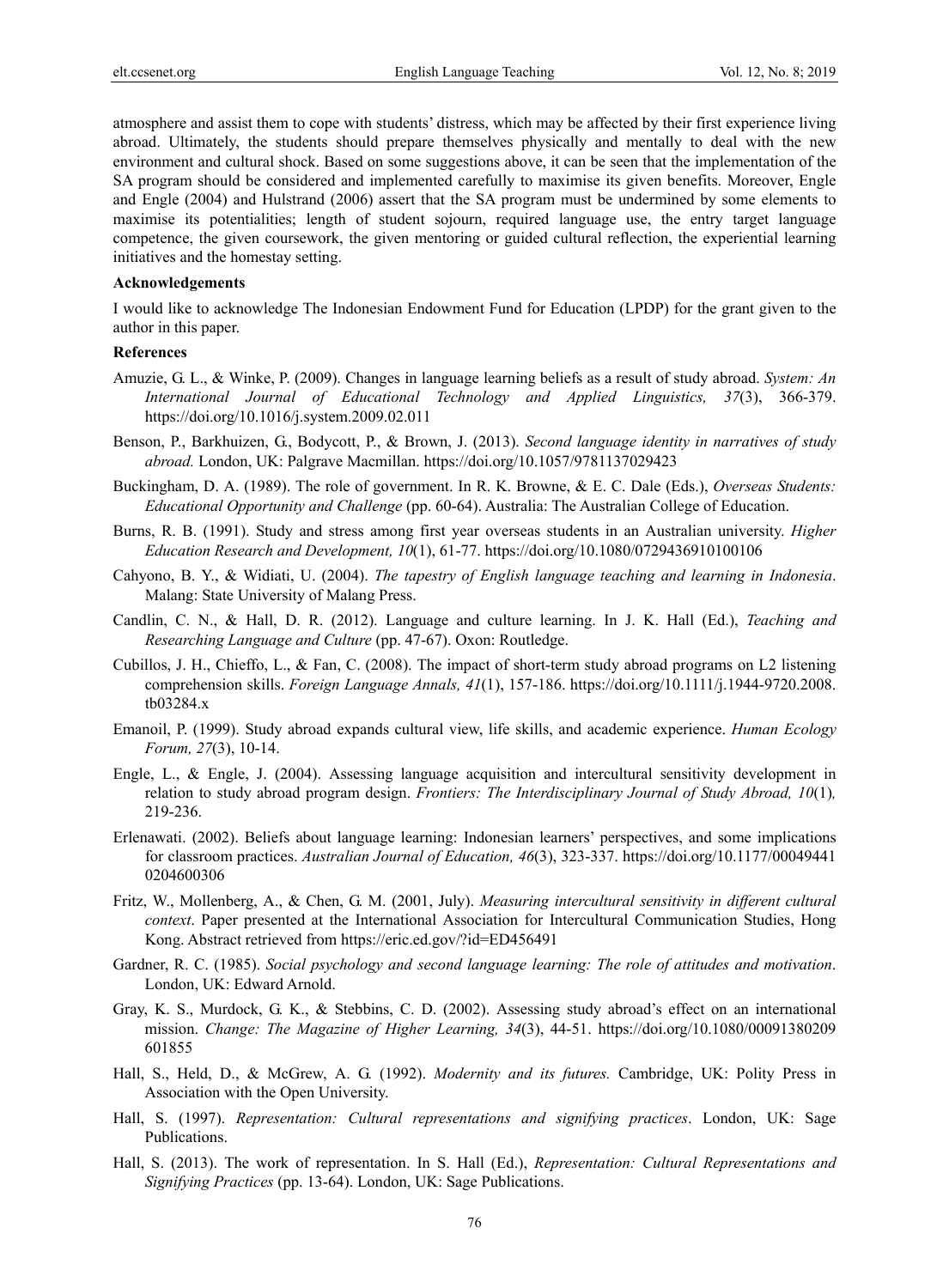atmosphere and assist them to cope with students' distress, which may be affected by their first experience living abroad. Ultimately, the students should prepare themselves physically and mentally to deal with the new environment and cultural shock. Based on some suggestions above, it can be seen that the implementation of the SA program should be considered and implemented carefully to maximise its given benefits. Moreover, Engle and Engle (2004) and Hulstrand (2006) assert that the SA program must be undermined by some elements to maximise its potentialities; length of student sojourn, required language use, the entry target language competence, the given coursework, the given mentoring or guided cultural reflection, the experiential learning initiatives and the homestay setting.

**Acknowledgements**

I would like to acknowledge The Indonesian Endowment Fund for Education (LPDP) for the grant given to the author in this paper.

**References**

Amuzie, G. L., & Winke, P. (2009). Changes in language learning beliefs as a result of study abroad. *System: An International Journal of Educational Technology and Applied Linguistics, 37*(3), 366-379. https://doi.org/10.1016/j.system.2009.02.011

Benson, P., Barkhuizen, G., Bodycott, P., & Brown, J. (2013). *Second language identity in narratives of study abroad.* London, UK: Palgrave Macmillan. https://doi.org/10.1057/9781137029423

Buckingham, D. A. (1989). The role of government. In R. K. Browne, & E. C. Dale (Eds.), *Overseas Students: Educational Opportunity and Challenge* (pp. 60-64). Australia: The Australian College of Education.

Burns, R. B. (1991). Study and stress among first year overseas students in an Australian university. *Higher Education Research and Development, 10*(1), 61-77. https://doi.org/10.1080/0729436910100106

Cahyono, B. Y., & Widiati, U. (2004). *The tapestry of English language teaching and learning in Indonesia*. Malang: State University of Malang Press.

Candlin, C. N., & Hall, D. R. (2012). Language and culture learning. In J. K. Hall (Ed.), *Teaching and Researching Language and Culture* (pp. 47-67). Oxon: Routledge.

Cubillos, J. H., Chieffo, L., & Fan, C. (2008). The impact of short-term study abroad programs on L2 listening comprehension skills. *Foreign Language Annals, 41*(1), 157-186. https://doi.org/10.1111/j.1944-9720.2008.tb03284.x

Emanoil, P. (1999). Study abroad expands cultural view, life skills, and academic experience. *Human Ecology Forum, 27*(3), 10-14.

Engle, L., & Engle, J. (2004). Assessing language acquisition and intercultural sensitivity development in relation to study abroad program design. *Frontiers: The Interdisciplinary Journal of Study Abroad, 10*(1), 219-236.

Erlenawati. (2002). Beliefs about language learning: Indonesian learners' perspectives, and some implications for classroom practices. *Australian Journal of Education, 46*(3), 323-337. https://doi.org/10.1177/000494410204600306

Fritz, W., Mollenberg, A., & Chen, G. M. (2001, July). *Measuring intercultural sensitivity in different cultural context*. Paper presented at the International Association for Intercultural Communication Studies, Hong Kong. Abstract retrieved from https://eric.ed.gov/?id=ED456491

Gardner, R. C. (1985). *Social psychology and second language learning: The role of attitudes and motivation*. London, UK: Edward Arnold.

Gray, K. S., Murdock, G. K., & Stebbins, C. D. (2002). Assessing study abroad's effect on an international mission. *Change: The Magazine of Higher Learning, 34*(3), 44-51. https://doi.org/10.1080/00091380209601855

Hall, S., Held, D., & McGrew, A. G. (1992). *Modernity and its futures.* Cambridge, UK: Polity Press in Association with the Open University.

Hall, S. (1997). *Representation: Cultural representations and signifying practices*. London, UK: Sage Publications.

Hall, S. (2013). The work of representation. In S. Hall (Ed.), *Representation: Cultural Representations and Signifying Practices* (pp. 13-64). London, UK: Sage Publications.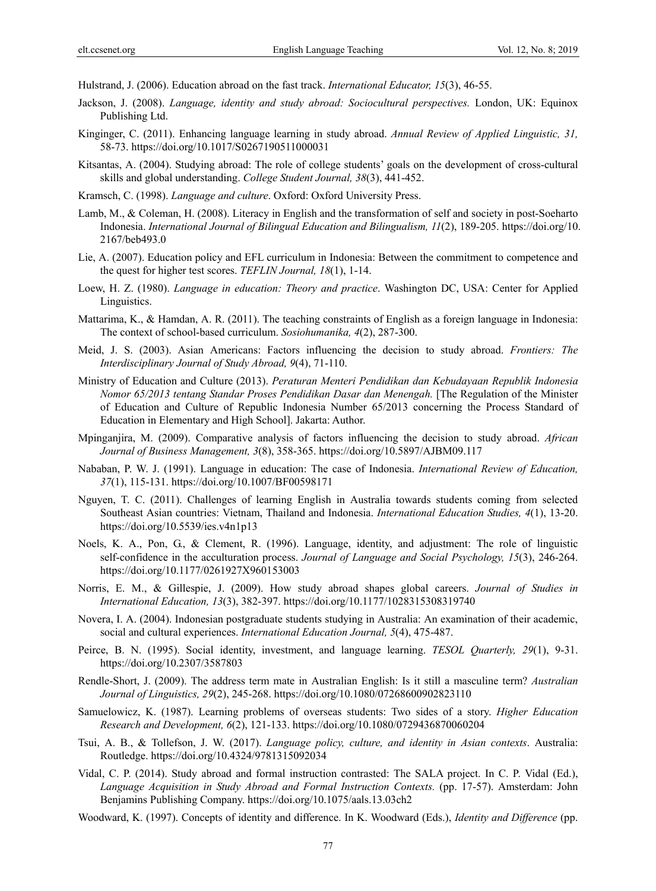Hulstrand, J. (2006). Education abroad on the fast track. *International Educator, 15*(3), 46-55.

Jackson, J. (2008). *Language, identity and study abroad: Sociocultural perspectives.* London, UK: Equinox Publishing Ltd.

Kinginger, C. (2011). Enhancing language learning in study abroad. *Annual Review of Applied Linguistic, 31,* 58-73. https://doi.org/10.1017/S0267190511000031

Kitsantas, A. (2004). Studying abroad: The role of college students' goals on the development of cross-cultural skills and global understanding. *College Student Journal, 38*(3), 441-452.

Kramsch, C. (1998). *Language and culture*. Oxford: Oxford University Press.

Lamb, M., & Coleman, H. (2008). Literacy in English and the transformation of self and society in post-Soeharto Indonesia. *International Journal of Bilingual Education and Bilingualism, 11*(2), 189-205. https://doi.org/10.2167/beb493.0

Lie, A. (2007). Education policy and EFL curriculum in Indonesia: Between the commitment to competence and the quest for higher test scores. *TEFLIN Journal, 18*(1), 1-14.

Loew, H. Z. (1980). *Language in education: Theory and practice*. Washington DC, USA: Center for Applied Linguistics.

Mattarima, K., & Hamdan, A. R. (2011). The teaching constraints of English as a foreign language in Indonesia: The context of school-based curriculum. *Sosiohumanika, 4*(2), 287-300.

Meid, J. S. (2003). Asian Americans: Factors influencing the decision to study abroad. *Frontiers: The Interdisciplinary Journal of Study Abroad, 9*(4), 71-110.

Ministry of Education and Culture (2013). *Peraturan Menteri Pendidikan dan Kebudayaan Republik Indonesia Nomor 65/2013 tentang Standar Proses Pendidikan Dasar dan Menengah.* [The Regulation of the Minister of Education and Culture of Republic Indonesia Number 65/2013 concerning the Process Standard of Education in Elementary and High School]. Jakarta: Author.

Mpinganjira, M. (2009). Comparative analysis of factors influencing the decision to study abroad. *African Journal of Business Management, 3*(8), 358-365. https://doi.org/10.5897/AJBM09.117

Nababan, P. W. J. (1991). Language in education: The case of Indonesia. *International Review of Education, 37*(1), 115-131. https://doi.org/10.1007/BF00598171

Nguyen, T. C. (2011). Challenges of learning English in Australia towards students coming from selected Southeast Asian countries: Vietnam, Thailand and Indonesia. *International Education Studies, 4*(1), 13-20. https://doi.org/10.5539/ies.v4n1p13

Noels, K. A., Pon, G., & Clement, R. (1996). Language, identity, and adjustment: The role of linguistic self-confidence in the acculturation process. *Journal of Language and Social Psychology, 15*(3), 246-264. https://doi.org/10.1177/0261927X960153003

Norris, E. M., & Gillespie, J. (2009). How study abroad shapes global careers. *Journal of Studies in International Education, 13*(3), 382-397. https://doi.org/10.1177/1028315308319740

Novera, I. A. (2004). Indonesian postgraduate students studying in Australia: An examination of their academic, social and cultural experiences. *International Education Journal, 5*(4), 475-487.

Peirce, B. N. (1995). Social identity, investment, and language learning. *TESOL Quarterly, 29*(1), 9-31. https://doi.org/10.2307/3587803

Rendle-Short, J. (2009). The address term mate in Australian English: Is it still a masculine term? *Australian Journal of Linguistics, 29*(2), 245-268. https://doi.org/10.1080/07268600902823110

Samuelowicz, K. (1987). Learning problems of overseas students: Two sides of a story. *Higher Education Research and Development, 6*(2), 121-133. https://doi.org/10.1080/0729436870060204

Tsui, A. B., & Tollefson, J. W. (2017). *Language policy, culture, and identity in Asian contexts*. Australia: Routledge. https://doi.org/10.4324/9781315092034

Vidal, C. P. (2014). Study abroad and formal instruction contrasted: The SALA project. In C. P. Vidal (Ed.), *Language Acquisition in Study Abroad and Formal Instruction Contexts.* (pp. 17-57). Amsterdam: John Benjamins Publishing Company. https://doi.org/10.1075/aals.13.03ch2

Woodward, K. (1997). Concepts of identity and difference. In K. Woodward (Eds.), *Identity and Difference* (pp.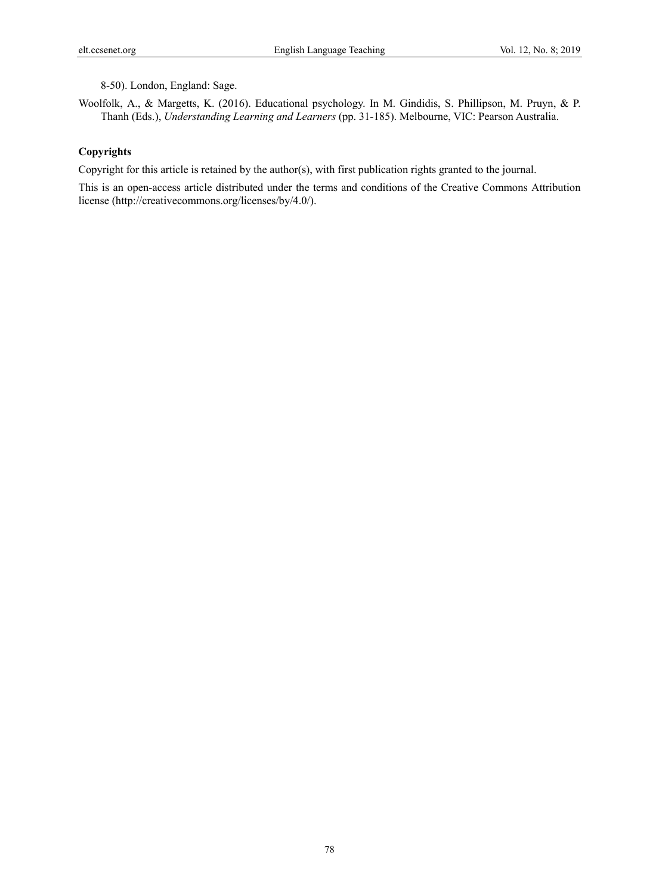8-50). London, England: Sage.

Woolfolk, A., & Margetts, K. (2016). Educational psychology. In M. Gindidis, S. Phillipson, M. Pruyn, & P. Thanh (Eds.), *Understanding Learning and Learners* (pp. 31-185). Melbourne, VIC: Pearson Australia.

**Copyrights**

Copyright for this article is retained by the author(s), with first publication rights granted to the journal.

This is an open-access article distributed under the terms and conditions of the Creative Commons Attribution license (http://creativecommons.org/licenses/by/4.0/).